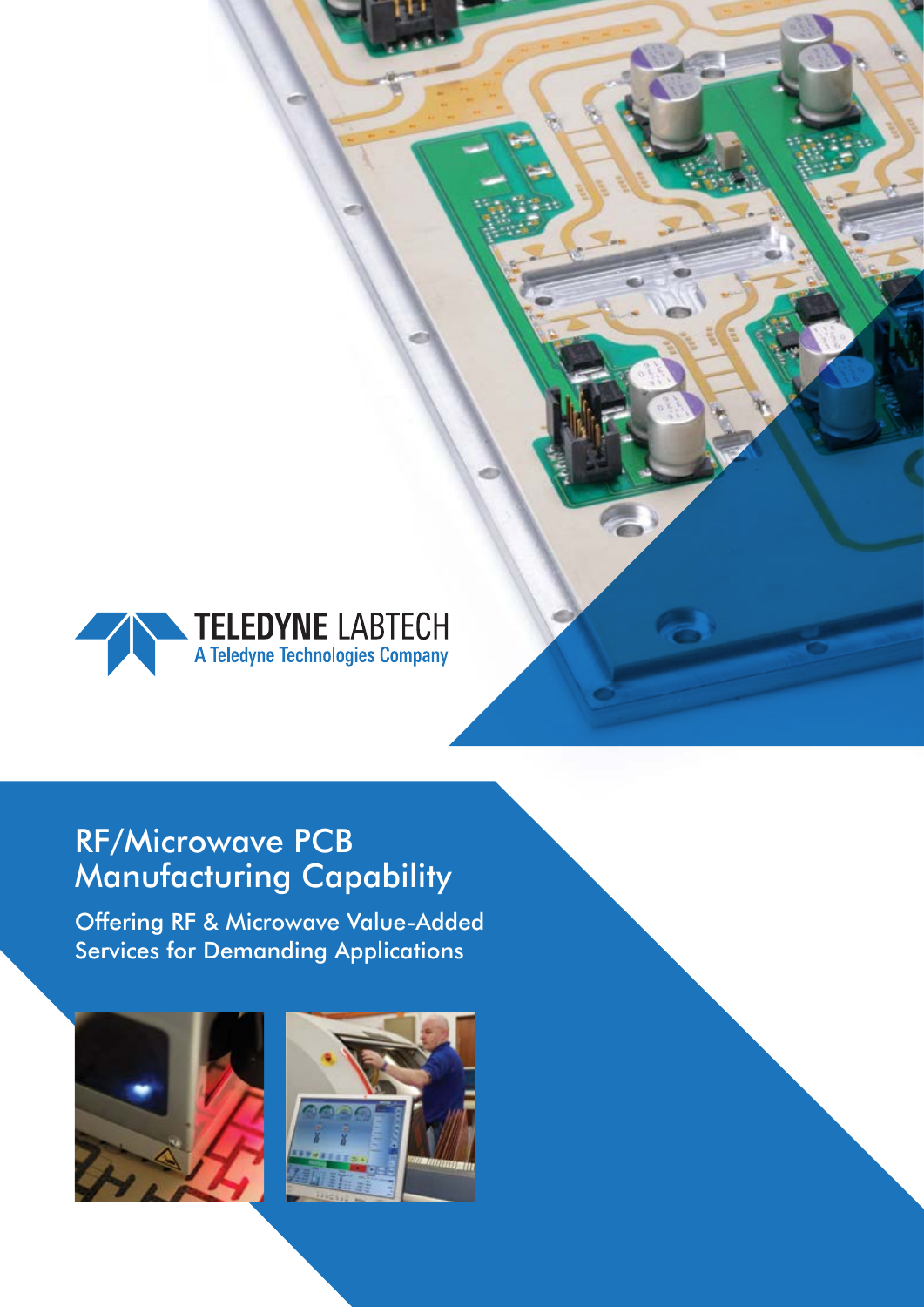TELEDYNE LABTECH
A Teledyne Technologies Company

# RF/Microwave PCB Manufacturing Capability

## Offering RF & Microwave Value-Added Services for Demanding Applications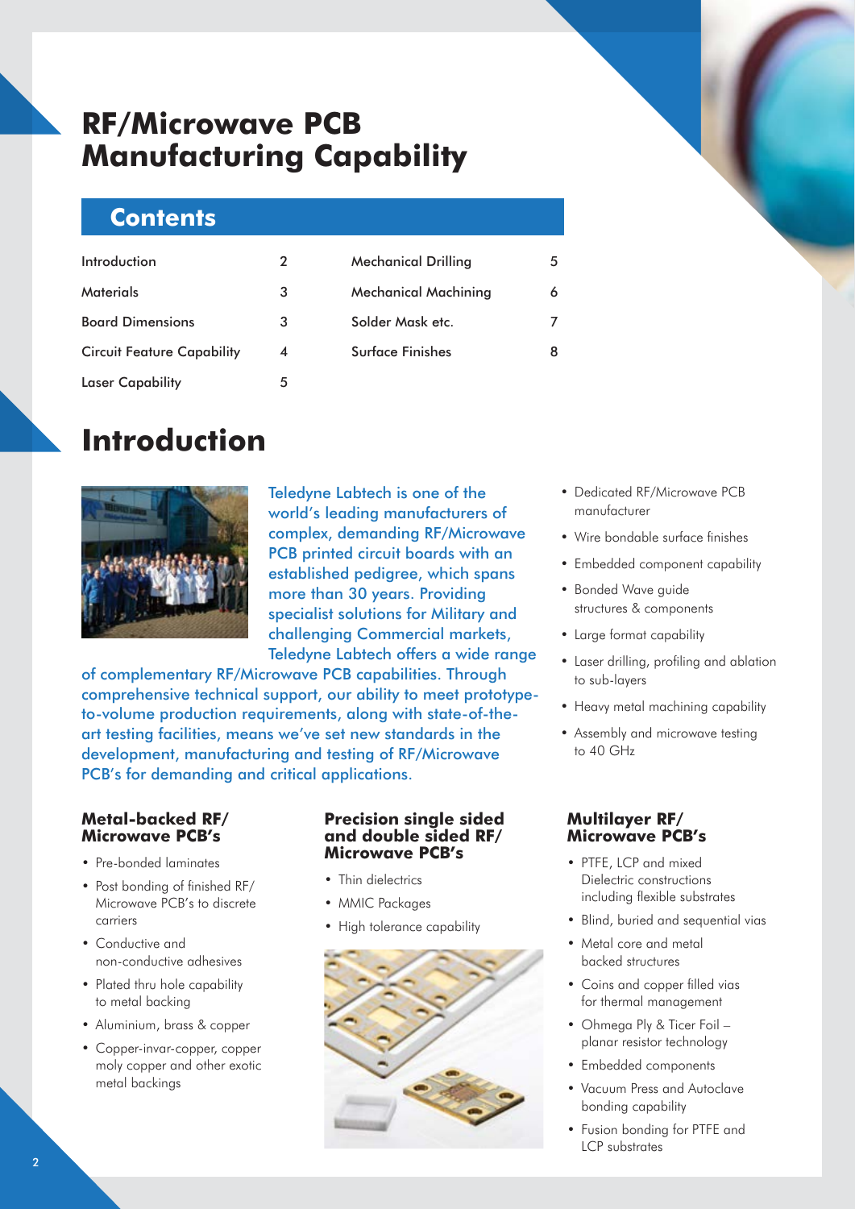# RF/Microwave PCB Manufacturing Capability

## Contents

| | | | |
|---|---|---|---|
| Introduction | 2 | Mechanical Drilling | 5 |
| Materials | 3 | Mechanical Machining | 6 |
| Board Dimensions | 3 | Solder Mask etc. | 7 |
| Circuit Feature Capability | 4 | Surface Finishes | 8 |
| Laser Capability | 5 | | |

# Introduction

Teledyne Labtech is one of the world's leading manufacturers of complex, demanding RF/Microwave PCB printed circuit boards with an established pedigree, which spans more than 30 years. Providing specialist solutions for Military and challenging Commercial markets, Teledyne Labtech offers a wide range of complementary RF/Microwave PCB capabilities. Through comprehensive technical support, our ability to meet prototype-to-volume production requirements, along with state-of-the-art testing facilities, means we've set new standards in the development, manufacturing and testing of RF/Microwave PCB's for demanding and critical applications.

- Dedicated RF/Microwave PCB manufacturer
- Wire bondable surface finishes
- Embedded component capability
- Bonded Wave guide structures & components
- Large format capability
- Laser drilling, profiling and ablation to sub-layers
- Heavy metal machining capability
- Assembly and microwave testing to 40 GHz

### Metal-backed RF/ Microwave PCB's

- Pre-bonded laminates
- Post bonding of finished RF/ Microwave PCB's to discrete carriers
- Conductive and non-conductive adhesives
- Plated thru hole capability to metal backing
- Aluminium, brass & copper
- Copper-invar-copper, copper moly copper and other exotic metal backings

### Precision single sided and double sided RF/ Microwave PCB's

- Thin dielectrics
- MMIC Packages
- High tolerance capability

### Multilayer RF/ Microwave PCB's

- PTFE, LCP and mixed Dielectric constructions including flexible substrates
- Blind, buried and sequential vias
- Metal core and metal backed structures
- Coins and copper filled vias for thermal management
- Ohmega Ply & Ticer Foil – planar resistor technology
- Embedded components
- Vacuum Press and Autoclave bonding capability
- Fusion bonding for PTFE and LCP substrates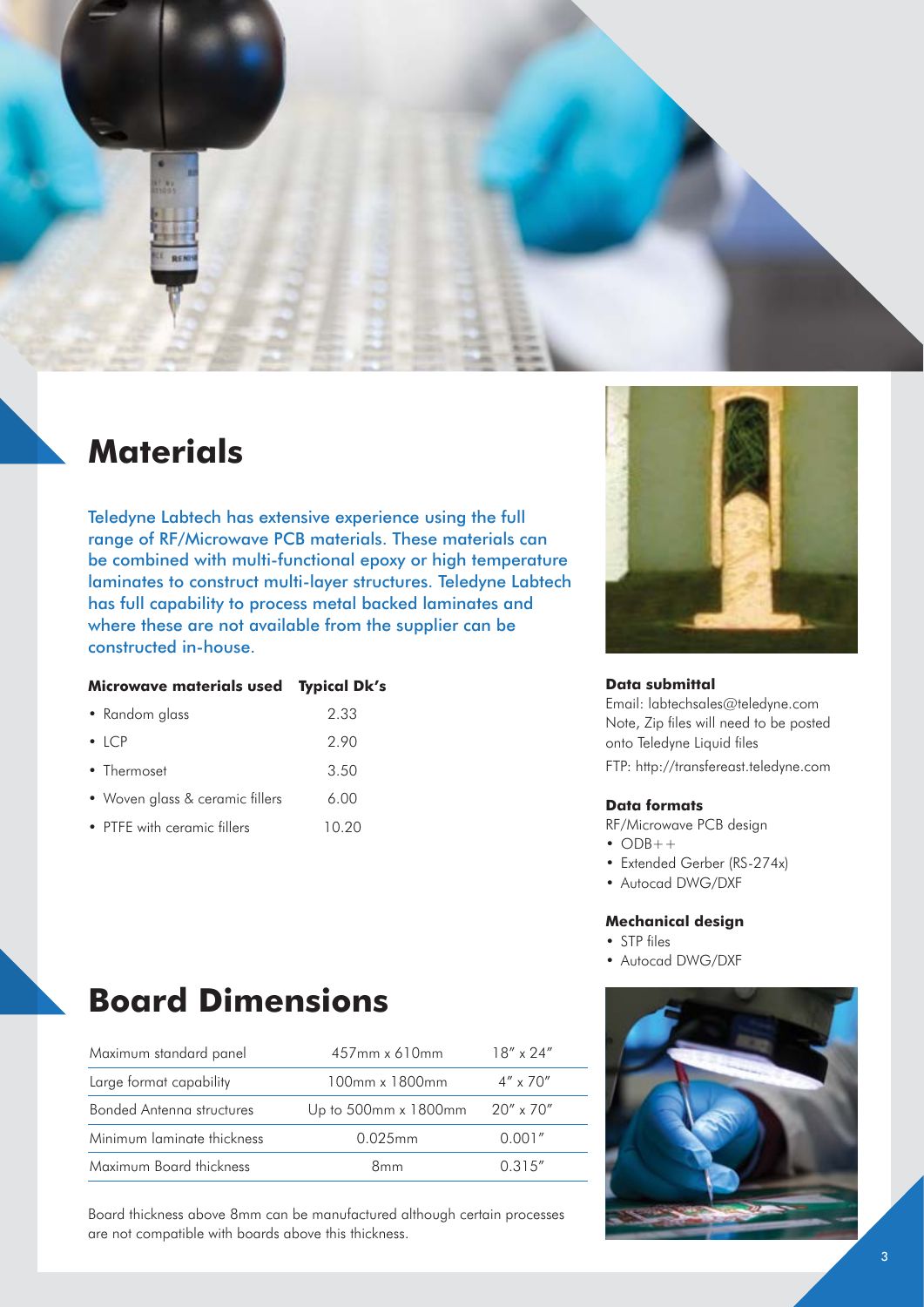# Materials

Teledyne Labtech has extensive experience using the full range of RF/Microwave PCB materials. These materials can be combined with multi-functional epoxy or high temperature laminates to construct multi-layer structures. Teledyne Labtech has full capability to process metal backed laminates and where these are not available from the supplier can be constructed in-house.

| Microwave materials used | Typical Dk's |
|---|---|
| • Random glass | 2.33 |
| • LCP | 2.90 |
| • Thermoset | 3.50 |
| • Woven glass & ceramic fillers | 6.00 |
| • PTFE with ceramic fillers | 10.20 |

### Data submittal

Email: labtechsales@teledyne.com
Note, Zip files will need to be posted onto Teledyne Liquid files
FTP: http://transfereast.teledyne.com

### Data formats

RF/Microwave PCB design

- ODB++
- Extended Gerber (RS-274x)
- Autocad DWG/DXF

### Mechanical design

- STP files
- Autocad DWG/DXF

# Board Dimensions

| | | |
|---|---|---|
| Maximum standard panel | 457mm x 610mm | 18" x 24" |
| Large format capability | 100mm x 1800mm | 4" x 70" |
| Bonded Antenna structures | Up to 500mm x 1800mm | 20" x 70" |
| Minimum laminate thickness | 0.025mm | 0.001" |
| Maximum Board thickness | 8mm | 0.315" |

Board thickness above 8mm can be manufactured although certain processes are not compatible with boards above this thickness.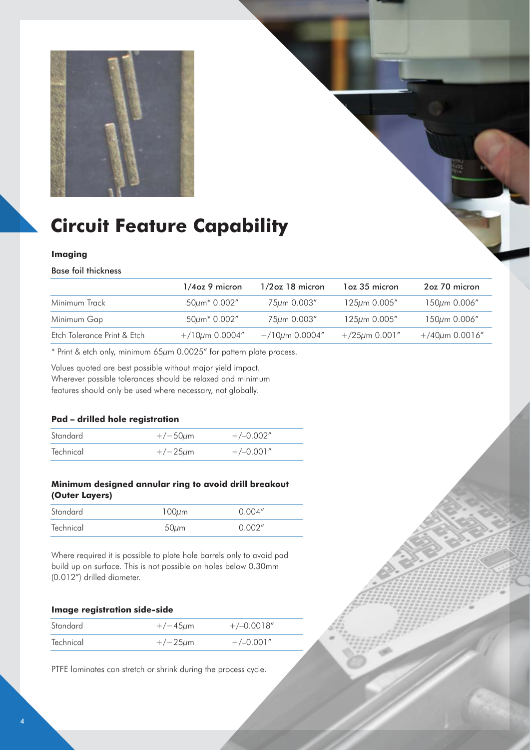# Circuit Feature Capability

### Imaging

Base foil thickness

| | 1/4oz 9 micron | 1/2oz 18 micron | 1oz 35 micron | 2oz 70 micron |
|---|---|---|---|---|
| Minimum Track | 50μm* 0.002″ | 75μm 0.003″ | 125μm 0.005″ | 150μm 0.006″ |
| Minimum Gap | 50μm* 0.002″ | 75μm 0.003″ | 125μm 0.005″ | 150μm 0.006″ |
| Etch Tolerance Print & Etch | +/10μm 0.0004″ | +/10μm 0.0004″ | +/25μm 0.001″ | +/40μm 0.0016″ |

* Print & etch only, minimum 65μm 0.0025″ for pattern plate process.

Values quoted are best possible without major yield impact. Wherever possible tolerances should be relaxed and minimum features should only be used where necessary, not globally.

### Pad – drilled hole registration

| | | |
|---|---|---|
| Standard | +/−50μm | +/–0.002″ |
| Technical | +/−25μm | +/–0.001″ |

### Minimum designed annular ring to avoid drill breakout (Outer Layers)

| | | |
|---|---|---|
| Standard | 100μm | 0.004″ |
| Technical | 50μm | 0.002″ |

Where required it is possible to plate hole barrels only to avoid pad build up on surface. This is not possible on holes below 0.30mm (0.012″) drilled diameter.

### Image registration side-side

| | | |
|---|---|---|
| Standard | +/−45μm | +/–0.0018″ |
| Technical | +/−25μm | +/–0.001″ |

PTFE laminates can stretch or shrink during the process cycle.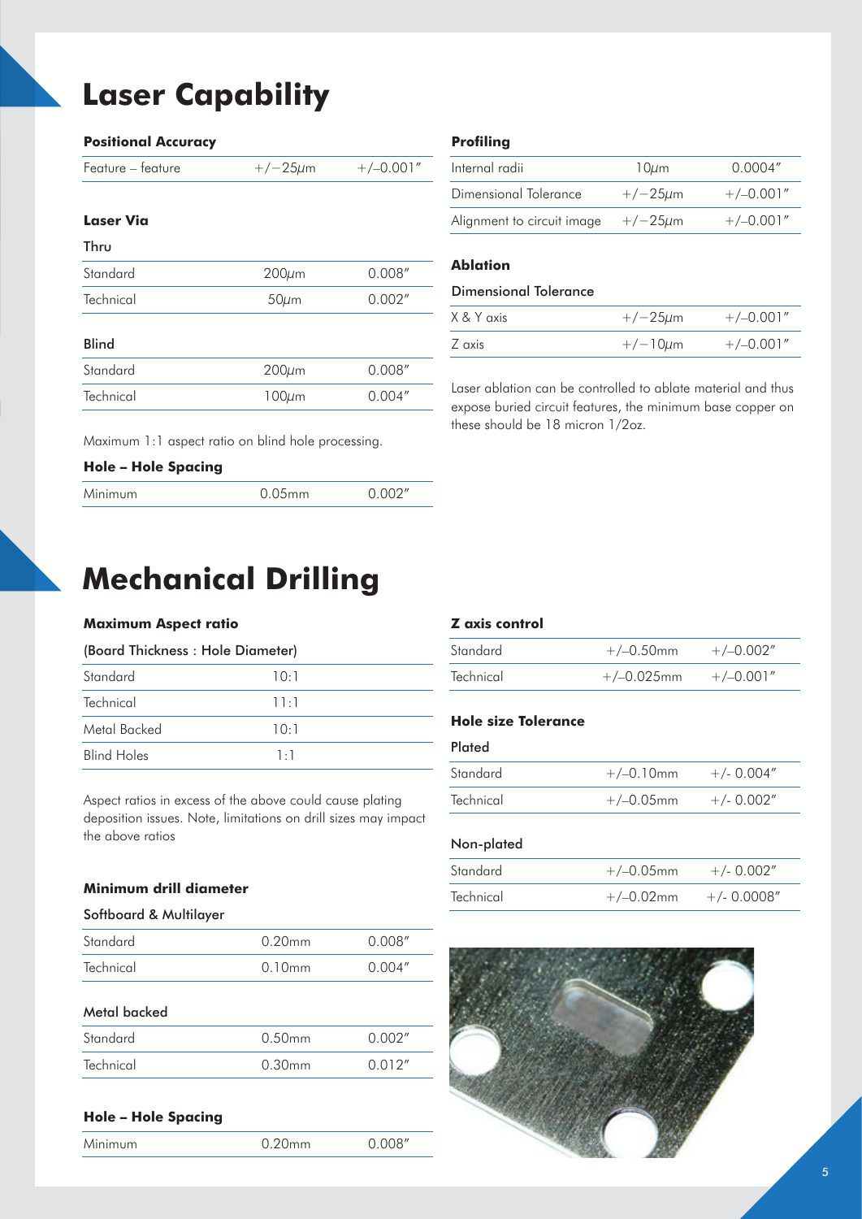# Laser Capability

### Positional Accuracy

| | | |
|---|---|---|
| Feature – feature | +/−25µm | +/–0.001″ |

### Laser Via

**Thru**

| | | |
|---|---|---|
| Standard | 200µm | 0.008″ |
| Technical | 50µm | 0.002″ |

**Blind**

| | | |
|---|---|---|
| Standard | 200µm | 0.008″ |
| Technical | 100µm | 0.004″ |

Maximum 1:1 aspect ratio on blind hole processing.

### Hole – Hole Spacing

| | | |
|---|---|---|
| Minimum | 0.05mm | 0.002″ |

### Profiling

| | | |
|---|---|---|
| Internal radii | 10µm | 0.0004″ |
| Dimensional Tolerance | +/−25µm | +/–0.001″ |
| Alignment to circuit image | +/−25µm | +/–0.001″ |

### Ablation

**Dimensional Tolerance**

| | | |
|---|---|---|
| X & Y axis | +/−25µm | +/–0.001″ |
| Z axis | +/−10µm | +/–0.001″ |

Laser ablation can be controlled to ablate material and thus expose buried circuit features, the minimum base copper on these should be 18 micron 1/2oz.

# Mechanical Drilling

### Maximum Aspect ratio

**(Board Thickness : Hole Diameter)**

| | |
|---|---|
| Standard | 10:1 |
| Technical | 11:1 |
| Metal Backed | 10:1 |
| Blind Holes | 1:1 |

Aspect ratios in excess of the above could cause plating deposition issues. Note, limitations on drill sizes may impact the above ratios

### Minimum drill diameter

**Softboard & Multilayer**

| | | |
|---|---|---|
| Standard | 0.20mm | 0.008″ |
| Technical | 0.10mm | 0.004″ |

**Metal backed**

| | | |
|---|---|---|
| Standard | 0.50mm | 0.002″ |
| Technical | 0.30mm | 0.012″ |

### Hole – Hole Spacing

| | | |
|---|---|---|
| Minimum | 0.20mm | 0.008″ |

### Z axis control

| | | |
|---|---|---|
| Standard | +/–0.50mm | +/–0.002″ |
| Technical | +/–0.025mm | +/–0.001″ |

### Hole size Tolerance

**Plated**

| | | |
|---|---|---|
| Standard | +/–0.10mm | +/- 0.004″ |
| Technical | +/–0.05mm | +/- 0.002″ |

**Non-plated**

| | | |
|---|---|---|
| Standard | +/–0.05mm | +/- 0.002″ |
| Technical | +/–0.02mm | +/- 0.0008″ |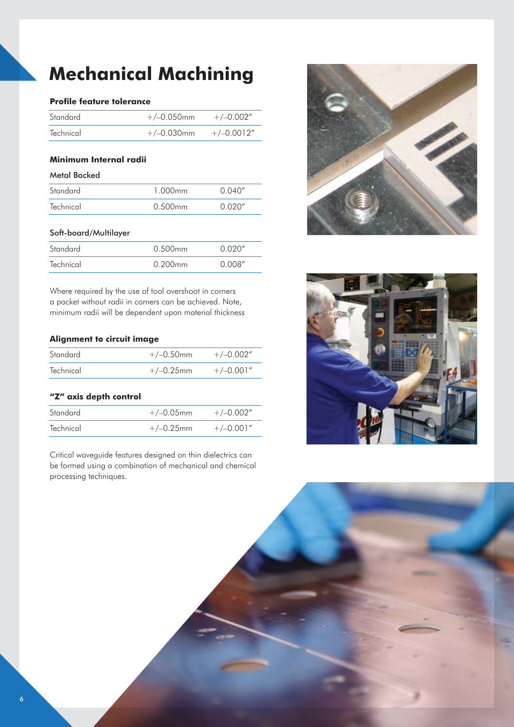# Mechanical Machining

### Profile feature tolerance

| | | |
|---|---|---|
| Standard | +/–0.050mm | +/–0.002″ |
| Technical | +/–0.030mm | +/–0.0012″ |

### Minimum Internal radii

**Metal Backed**

| | | |
|---|---|---|
| Standard | 1.000mm | 0.040″ |
| Technical | 0.500mm | 0.020″ |

**Soft-board/Multilayer**

| | | |
|---|---|---|
| Standard | 0.500mm | 0.020″ |
| Technical | 0.200mm | 0.008″ |

Where required by the use of tool overshoot in corners a pocket without radii in corners can be achieved. Note, minimum radii will be dependent upon material thickness

### Alignment to circuit image

| | | |
|---|---|---|
| Standard | +/–0.50mm | +/–0.002″ |
| Technical | +/–0.25mm | +/–0.001″ |

### "Z" axis depth control

| | | |
|---|---|---|
| Standard | +/–0.05mm | +/–0.002″ |
| Technical | +/–0.25mm | +/–0.001″ |

Critical waveguide features designed on thin dielectrics can be formed using a combination of mechanical and chemical processing techniques.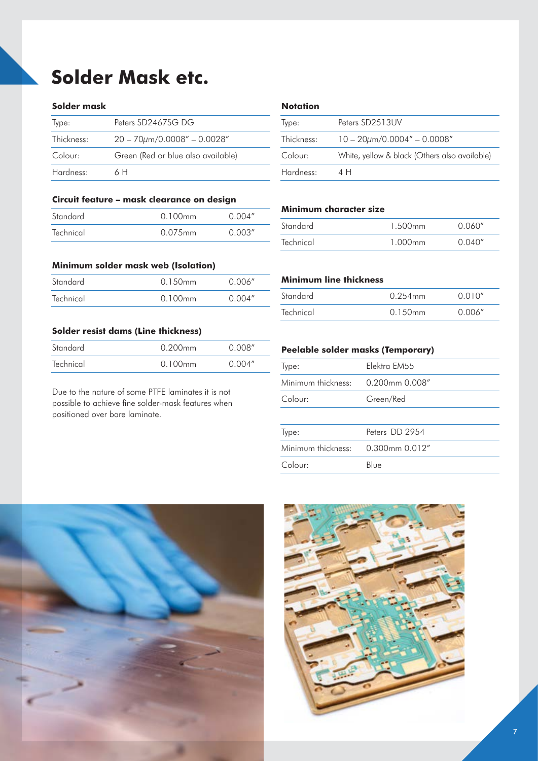# Solder Mask etc.

### Solder mask

| Type: | Peters SD2467SG DG |
|---|---|
| Thickness: | 20 – 70μm/0.0008″ – 0.0028″ |
| Colour: | Green (Red or blue also available) |
| Hardness: | 6 H |

### Circuit feature – mask clearance on design

| | | |
|---|---|---|
| Standard | 0.100mm | 0.004″ |
| Technical | 0.075mm | 0.003″ |

### Minimum solder mask web (Isolation)

| | | |
|---|---|---|
| Standard | 0.150mm | 0.006″ |
| Technical | 0.100mm | 0.004″ |

### Solder resist dams (Line thickness)

| | | |
|---|---|---|
| Standard | 0.200mm | 0.008″ |
| Technical | 0.100mm | 0.004″ |

Due to the nature of some PTFE laminates it is not possible to achieve fine solder-mask features when positioned over bare laminate.

### Notation

| Type: | Peters SD2513UV |
|---|---|
| Thickness: | 10 – 20μm/0.0004″ – 0.0008″ |
| Colour: | White, yellow & black (Others also available) |
| Hardness: | 4 H |

### Minimum character size

| | | |
|---|---|---|
| Standard | 1.500mm | 0.060″ |
| Technical | 1.000mm | 0.040″ |

### Minimum line thickness

| | | |
|---|---|---|
| Standard | 0.254mm | 0.010″ |
| Technical | 0.150mm | 0.006″ |

### Peelable solder masks (Temporary)

| Type: | Elektra EM55 |
|---|---|
| Minimum thickness: | 0.200mm 0.008″ |
| Colour: | Green/Red |

| Type: | Peters DD 2954 |
|---|---|
| Minimum thickness: | 0.300mm 0.012″ |
| Colour: | Blue |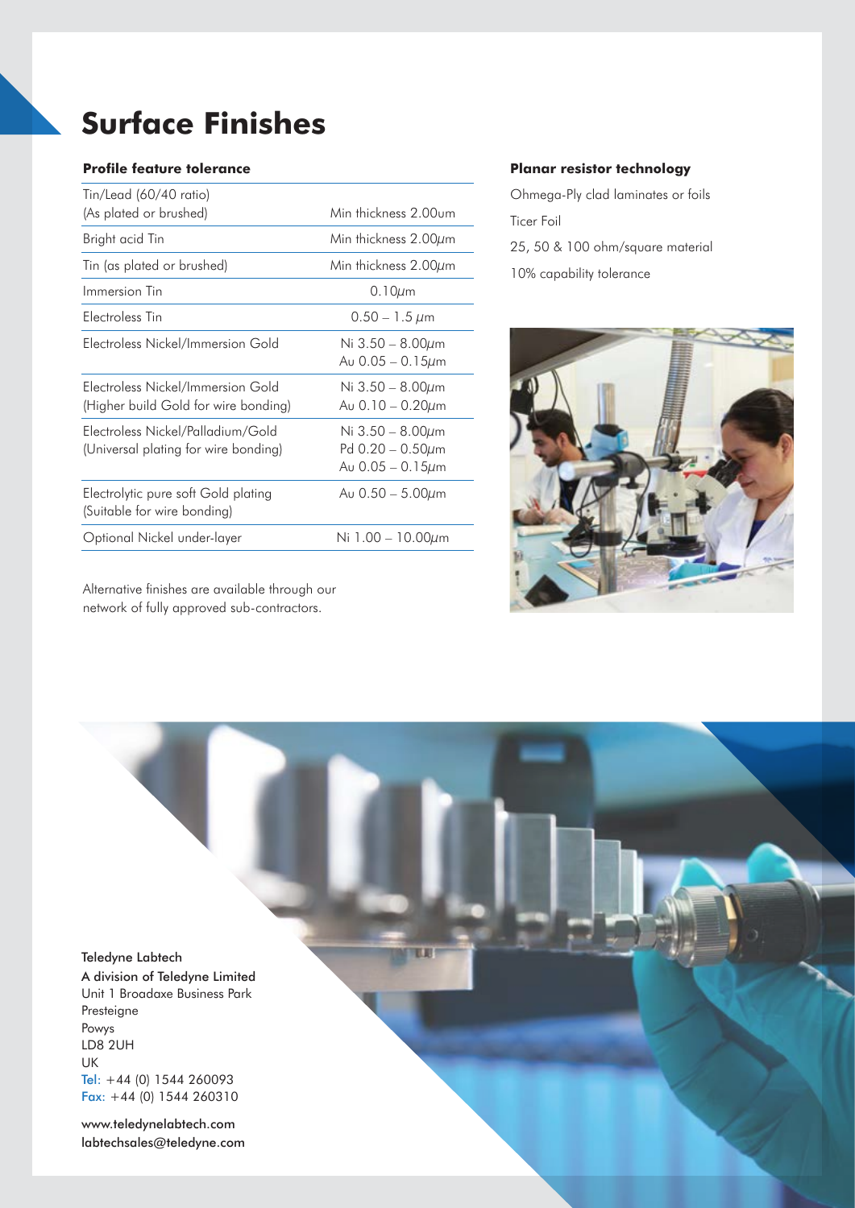# Surface Finishes

### Profile feature tolerance

| | |
|---|---|
| Tin/Lead (60/40 ratio) (As plated or brushed) | Min thickness 2.00um |
| Bright acid Tin | Min thickness 2.00μm |
| Tin (as plated or brushed) | Min thickness 2.00μm |
| Immersion Tin | 0.10μm |
| Electroless Tin | 0.50 – 1.5 μm |
| Electroless Nickel/Immersion Gold | Ni 3.50 – 8.00μm<br>Au 0.05 – 0.15μm |
| Electroless Nickel/Immersion Gold (Higher build Gold for wire bonding) | Ni 3.50 – 8.00μm<br>Au 0.10 – 0.20μm |
| Electroless Nickel/Palladium/Gold (Universal plating for wire bonding) | Ni 3.50 – 8.00μm<br>Pd 0.20 – 0.50μm<br>Au 0.05 – 0.15μm |
| Electrolytic pure soft Gold plating (Suitable for wire bonding) | Au 0.50 – 5.00μm |
| Optional Nickel under-layer | Ni 1.00 – 10.00μm |

Alternative finishes are available through our network of fully approved sub-contractors.

### Planar resistor technology

Ohmega-Ply clad laminates or foils

Ticer Foil

25, 50 & 100 ohm/square material

10% capability tolerance

Teledyne Labtech
A division of Teledyne Limited
Unit 1 Broadaxe Business Park
Presteigne
Powys
LD8 2UH
UK
Tel: +44 (0) 1544 260093
Fax: +44 (0) 1544 260310

www.teledynelabtech.com
labtechsales@teledyne.com